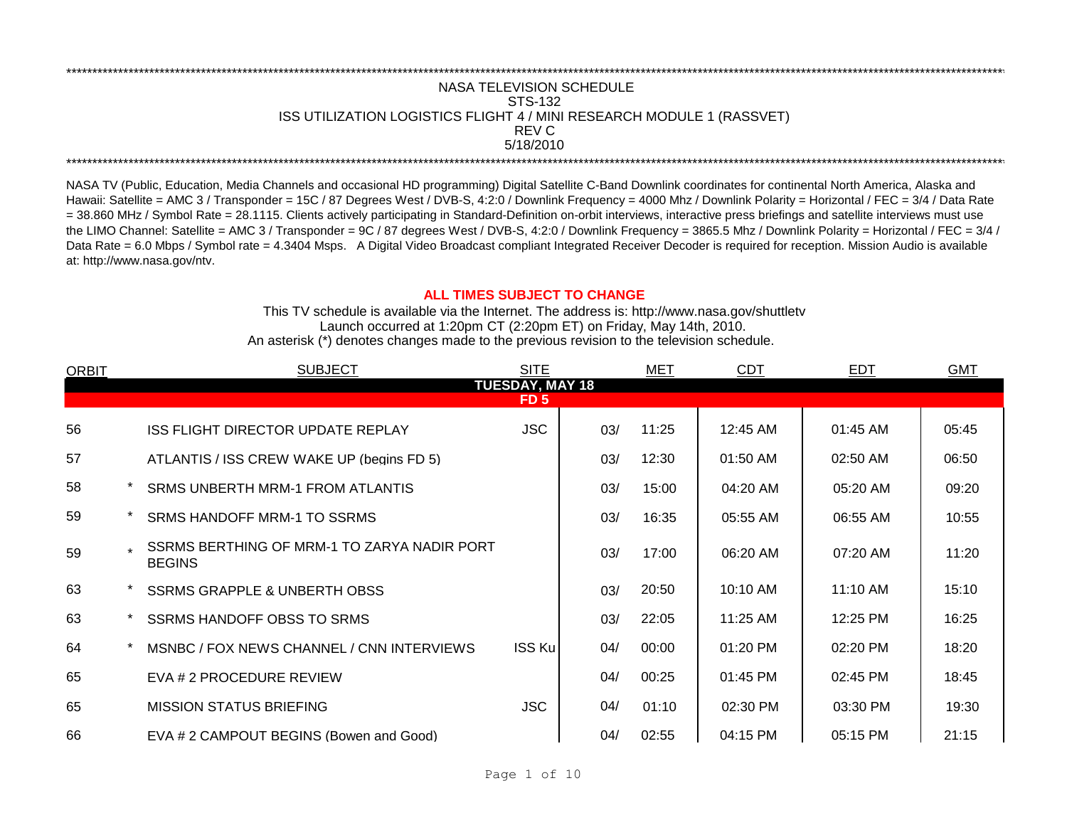****************************************************************************************************************************************************************************

NASA TELEVISION SCHEDULE
STS-132
ISS UTILIZATION LOGISTICS FLIGHT 4 / MINI RESEARCH MODULE 1 (RASSVET)
REV C
5/18/2010

****************************************************************************************************************************************************************************

NASA TV (Public, Education, Media Channels and occasional HD programming) Digital Satellite C-Band Downlink coordinates for continental North America, Alaska and Hawaii: Satellite = AMC 3 / Transponder = 15C / 87 Degrees West / DVB-S, 4:2:0 / Downlink Frequency = 4000 Mhz / Downlink Polarity = Horizontal / FEC = 3/4 / Data Rate = 38.860 MHz / Symbol Rate = 28.1115. Clients actively participating in Standard-Definition on-orbit interviews, interactive press briefings and satellite interviews must use the LIMO Channel: Satellite = AMC 3 / Transponder = 9C / 87 degrees West / DVB-S, 4:2:0 / Downlink Frequency = 3865.5 Mhz / Downlink Polarity = Horizontal / FEC = 3/4 / Data Rate = 6.0 Mbps / Symbol rate = 4.3404 Msps. A Digital Video Broadcast compliant Integrated Receiver Decoder is required for reception. Mission Audio is available at: http://www.nasa.gov/ntv.

**ALL TIMES SUBJECT TO CHANGE**

This TV schedule is available via the Internet. The address is: http://www.nasa.gov/shuttletv
Launch occurred at 1:20pm CT (2:20pm ET) on Friday, May 14th, 2010.
An asterisk (*) denotes changes made to the previous revision to the television schedule.

| ORBIT | | SUBJECT | SITE | MET | | CDT | EDT | GMT |
|---|---|---|---|---|---|---|---|---|
| **TUESDAY, MAY 18** | | | | | | | | |
| **FD 5** | | | | | | | | |
| 56 | | ISS FLIGHT DIRECTOR UPDATE REPLAY | JSC | 03/ | 11:25 | 12:45 AM | 01:45 AM | 05:45 |
| 57 | | ATLANTIS / ISS CREW WAKE UP (begins FD 5) | | 03/ | 12:30 | 01:50 AM | 02:50 AM | 06:50 |
| 58 | * | SRMS UNBERTH MRM-1 FROM ATLANTIS | | 03/ | 15:00 | 04:20 AM | 05:20 AM | 09:20 |
| 59 | * | SRMS HANDOFF MRM-1 TO SSRMS | | 03/ | 16:35 | 05:55 AM | 06:55 AM | 10:55 |
| 59 | * | SSRMS BERTHING OF MRM-1 TO ZARYA NADIR PORT BEGINS | | 03/ | 17:00 | 06:20 AM | 07:20 AM | 11:20 |
| 63 | * | SSRMS GRAPPLE & UNBERTH OBSS | | 03/ | 20:50 | 10:10 AM | 11:10 AM | 15:10 |
| 63 | * | SSRMS HANDOFF OBSS TO SRMS | | 03/ | 22:05 | 11:25 AM | 12:25 PM | 16:25 |
| 64 | * | MSNBC / FOX NEWS CHANNEL / CNN INTERVIEWS | ISS Ku | 04/ | 00:00 | 01:20 PM | 02:20 PM | 18:20 |
| 65 | | EVA # 2 PROCEDURE REVIEW | | 04/ | 00:25 | 01:45 PM | 02:45 PM | 18:45 |
| 65 | | MISSION STATUS BRIEFING | JSC | 04/ | 01:10 | 02:30 PM | 03:30 PM | 19:30 |
| 66 | | EVA # 2 CAMPOUT BEGINS (Bowen and Good) | | 04/ | 02:55 | 04:15 PM | 05:15 PM | 21:15 |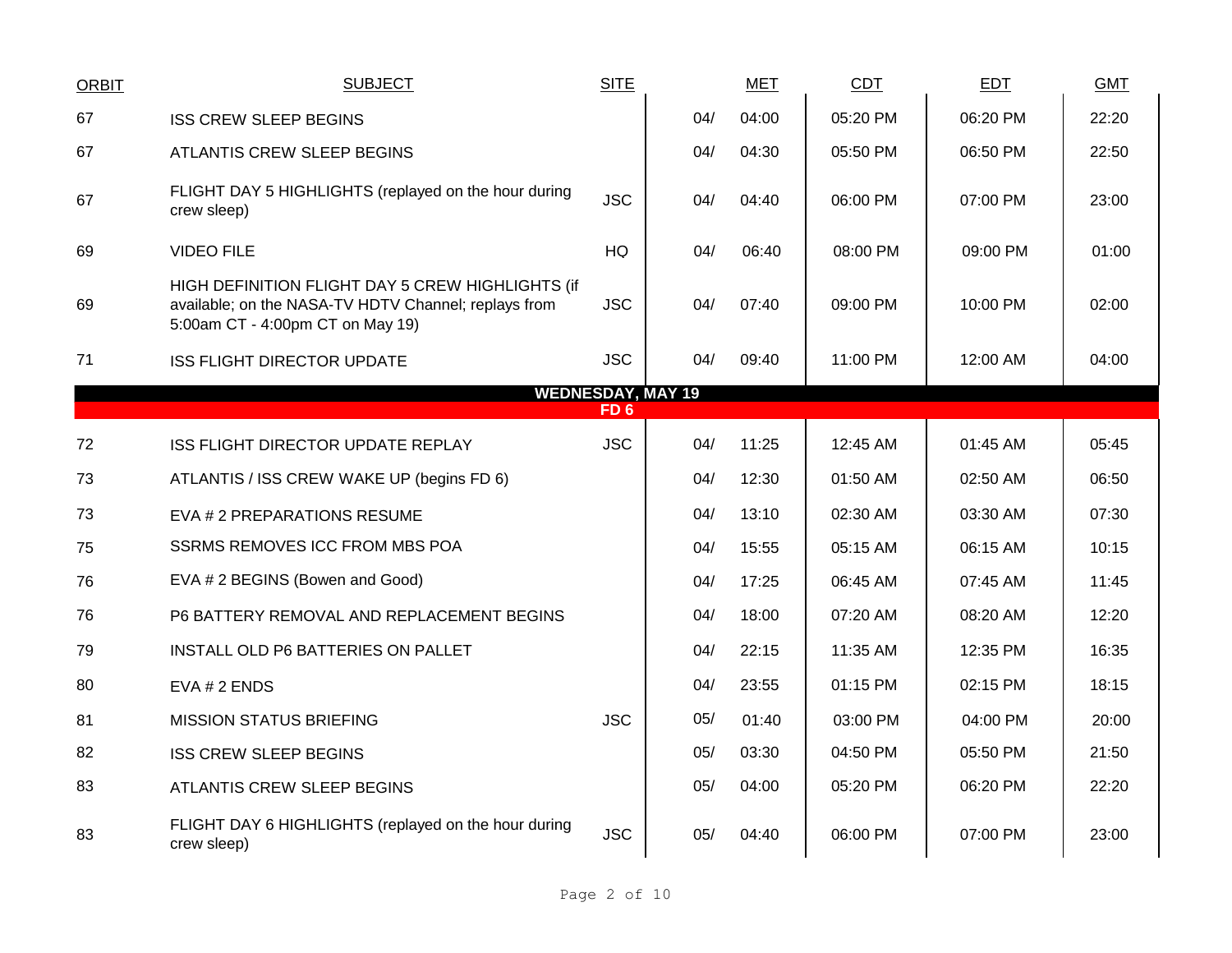| ORBIT | SUBJECT | SITE | | MET | CDT | EDT | GMT |
|---|---|---|---|---|---|---|---|
| 67 | ISS CREW SLEEP BEGINS | | 04/ | 04:00 | 05:20 PM | 06:20 PM | 22:20 |
| 67 | ATLANTIS CREW SLEEP BEGINS | | 04/ | 04:30 | 05:50 PM | 06:50 PM | 22:50 |
| 67 | FLIGHT DAY 5 HIGHLIGHTS (replayed on the hour during crew sleep) | JSC | 04/ | 04:40 | 06:00 PM | 07:00 PM | 23:00 |
| 69 | VIDEO FILE | HQ | 04/ | 06:40 | 08:00 PM | 09:00 PM | 01:00 |
| 69 | HIGH DEFINITION FLIGHT DAY 5 CREW HIGHLIGHTS (if available; on the NASA-TV HDTV Channel; replays from 5:00am CT - 4:00pm CT on May 19) | JSC | 04/ | 07:40 | 09:00 PM | 10:00 PM | 02:00 |
| 71 | ISS FLIGHT DIRECTOR UPDATE | JSC | 04/ | 09:40 | 11:00 PM | 12:00 AM | 04:00 |
| | **WEDNESDAY, MAY 19** | | | | | | |
| | **FD 6** | | | | | | |
| 72 | ISS FLIGHT DIRECTOR UPDATE REPLAY | JSC | 04/ | 11:25 | 12:45 AM | 01:45 AM | 05:45 |
| 73 | ATLANTIS / ISS CREW WAKE UP (begins FD 6) | | 04/ | 12:30 | 01:50 AM | 02:50 AM | 06:50 |
| 73 | EVA # 2 PREPARATIONS RESUME | | 04/ | 13:10 | 02:30 AM | 03:30 AM | 07:30 |
| 75 | SSRMS REMOVES ICC FROM MBS POA | | 04/ | 15:55 | 05:15 AM | 06:15 AM | 10:15 |
| 76 | EVA # 2 BEGINS (Bowen and Good) | | 04/ | 17:25 | 06:45 AM | 07:45 AM | 11:45 |
| 76 | P6 BATTERY REMOVAL AND REPLACEMENT BEGINS | | 04/ | 18:00 | 07:20 AM | 08:20 AM | 12:20 |
| 79 | INSTALL OLD P6 BATTERIES ON PALLET | | 04/ | 22:15 | 11:35 AM | 12:35 PM | 16:35 |
| 80 | EVA # 2 ENDS | | 04/ | 23:55 | 01:15 PM | 02:15 PM | 18:15 |
| 81 | MISSION STATUS BRIEFING | JSC | 05/ | 01:40 | 03:00 PM | 04:00 PM | 20:00 |
| 82 | ISS CREW SLEEP BEGINS | | 05/ | 03:30 | 04:50 PM | 05:50 PM | 21:50 |
| 83 | ATLANTIS CREW SLEEP BEGINS | | 05/ | 04:00 | 05:20 PM | 06:20 PM | 22:20 |
| 83 | FLIGHT DAY 6 HIGHLIGHTS (replayed on the hour during crew sleep) | JSC | 05/ | 04:40 | 06:00 PM | 07:00 PM | 23:00 |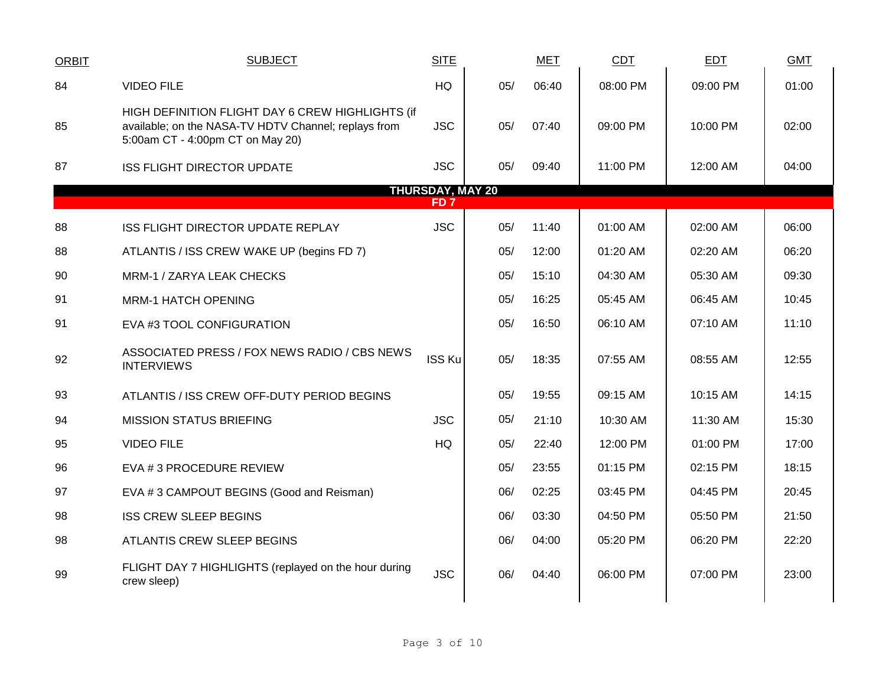| ORBIT | SUBJECT | SITE | | MET | CDT | EDT | GMT |
|---|---|---|---|---|---|---|---|
| 84 | VIDEO FILE | HQ | 05/ | 06:40 | 08:00 PM | 09:00 PM | 01:00 |
| 85 | HIGH DEFINITION FLIGHT DAY 6 CREW HIGHLIGHTS (if available; on the NASA-TV HDTV Channel; replays from 5:00am CT - 4:00pm CT on May 20) | JSC | 05/ | 07:40 | 09:00 PM | 10:00 PM | 02:00 |
| 87 | ISS FLIGHT DIRECTOR UPDATE | JSC | 05/ | 09:40 | 11:00 PM | 12:00 AM | 04:00 |
| | **THURSDAY, MAY 20** | | | | | | |
| | **FD 7** | | | | | | |
| 88 | ISS FLIGHT DIRECTOR UPDATE REPLAY | JSC | 05/ | 11:40 | 01:00 AM | 02:00 AM | 06:00 |
| 88 | ATLANTIS / ISS CREW WAKE UP (begins FD 7) | | 05/ | 12:00 | 01:20 AM | 02:20 AM | 06:20 |
| 90 | MRM-1 / ZARYA LEAK CHECKS | | 05/ | 15:10 | 04:30 AM | 05:30 AM | 09:30 |
| 91 | MRM-1 HATCH OPENING | | 05/ | 16:25 | 05:45 AM | 06:45 AM | 10:45 |
| 91 | EVA #3 TOOL CONFIGURATION | | 05/ | 16:50 | 06:10 AM | 07:10 AM | 11:10 |
| 92 | ASSOCIATED PRESS / FOX NEWS RADIO / CBS NEWS INTERVIEWS | ISS Ku | 05/ | 18:35 | 07:55 AM | 08:55 AM | 12:55 |
| 93 | ATLANTIS / ISS CREW OFF-DUTY PERIOD BEGINS | | 05/ | 19:55 | 09:15 AM | 10:15 AM | 14:15 |
| 94 | MISSION STATUS BRIEFING | JSC | 05/ | 21:10 | 10:30 AM | 11:30 AM | 15:30 |
| 95 | VIDEO FILE | HQ | 05/ | 22:40 | 12:00 PM | 01:00 PM | 17:00 |
| 96 | EVA # 3 PROCEDURE REVIEW | | 05/ | 23:55 | 01:15 PM | 02:15 PM | 18:15 |
| 97 | EVA # 3 CAMPOUT BEGINS (Good and Reisman) | | 06/ | 02:25 | 03:45 PM | 04:45 PM | 20:45 |
| 98 | ISS CREW SLEEP BEGINS | | 06/ | 03:30 | 04:50 PM | 05:50 PM | 21:50 |
| 98 | ATLANTIS CREW SLEEP BEGINS | | 06/ | 04:00 | 05:20 PM | 06:20 PM | 22:20 |
| 99 | FLIGHT DAY 7 HIGHLIGHTS (replayed on the hour during crew sleep) | JSC | 06/ | 04:40 | 06:00 PM | 07:00 PM | 23:00 |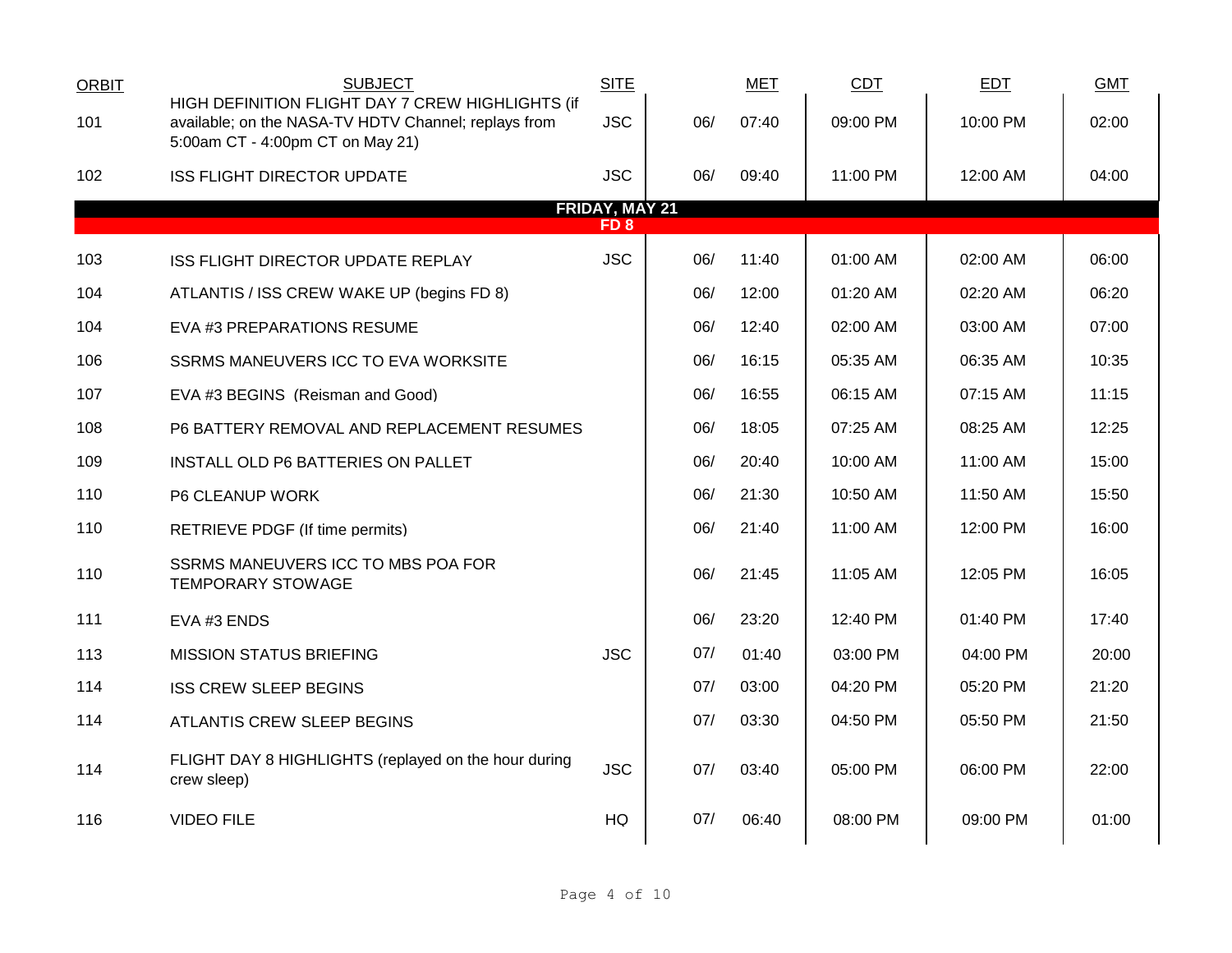| ORBIT | SUBJECT | SITE | | MET | CDT | EDT | GMT |
|---|---|---|---|---|---|---|---|
| 101 | HIGH DEFINITION FLIGHT DAY 7 CREW HIGHLIGHTS (if available; on the NASA-TV HDTV Channel; replays from 5:00am CT - 4:00pm CT on May 21) | JSC | 06/ | 07:40 | 09:00 PM | 10:00 PM | 02:00 |
| 102 | ISS FLIGHT DIRECTOR UPDATE | JSC | 06/ | 09:40 | 11:00 PM | 12:00 AM | 04:00 |
| | **FRIDAY, MAY 21** | | | | | | |
| | **FD 8** | | | | | | |
| 103 | ISS FLIGHT DIRECTOR UPDATE REPLAY | JSC | 06/ | 11:40 | 01:00 AM | 02:00 AM | 06:00 |
| 104 | ATLANTIS / ISS CREW WAKE UP (begins FD 8) | | 06/ | 12:00 | 01:20 AM | 02:20 AM | 06:20 |
| 104 | EVA #3 PREPARATIONS RESUME | | 06/ | 12:40 | 02:00 AM | 03:00 AM | 07:00 |
| 106 | SSRMS MANEUVERS ICC TO EVA WORKSITE | | 06/ | 16:15 | 05:35 AM | 06:35 AM | 10:35 |
| 107 | EVA #3 BEGINS (Reisman and Good) | | 06/ | 16:55 | 06:15 AM | 07:15 AM | 11:15 |
| 108 | P6 BATTERY REMOVAL AND REPLACEMENT RESUMES | | 06/ | 18:05 | 07:25 AM | 08:25 AM | 12:25 |
| 109 | INSTALL OLD P6 BATTERIES ON PALLET | | 06/ | 20:40 | 10:00 AM | 11:00 AM | 15:00 |
| 110 | P6 CLEANUP WORK | | 06/ | 21:30 | 10:50 AM | 11:50 AM | 15:50 |
| 110 | RETRIEVE PDGF (If time permits) | | 06/ | 21:40 | 11:00 AM | 12:00 PM | 16:00 |
| 110 | SSRMS MANEUVERS ICC TO MBS POA FOR TEMPORARY STOWAGE | | 06/ | 21:45 | 11:05 AM | 12:05 PM | 16:05 |
| 111 | EVA #3 ENDS | | 06/ | 23:20 | 12:40 PM | 01:40 PM | 17:40 |
| 113 | MISSION STATUS BRIEFING | JSC | 07/ | 01:40 | 03:00 PM | 04:00 PM | 20:00 |
| 114 | ISS CREW SLEEP BEGINS | | 07/ | 03:00 | 04:20 PM | 05:20 PM | 21:20 |
| 114 | ATLANTIS CREW SLEEP BEGINS | | 07/ | 03:30 | 04:50 PM | 05:50 PM | 21:50 |
| 114 | FLIGHT DAY 8 HIGHLIGHTS (replayed on the hour during crew sleep) | JSC | 07/ | 03:40 | 05:00 PM | 06:00 PM | 22:00 |
| 116 | VIDEO FILE | HQ | 07/ | 06:40 | 08:00 PM | 09:00 PM | 01:00 |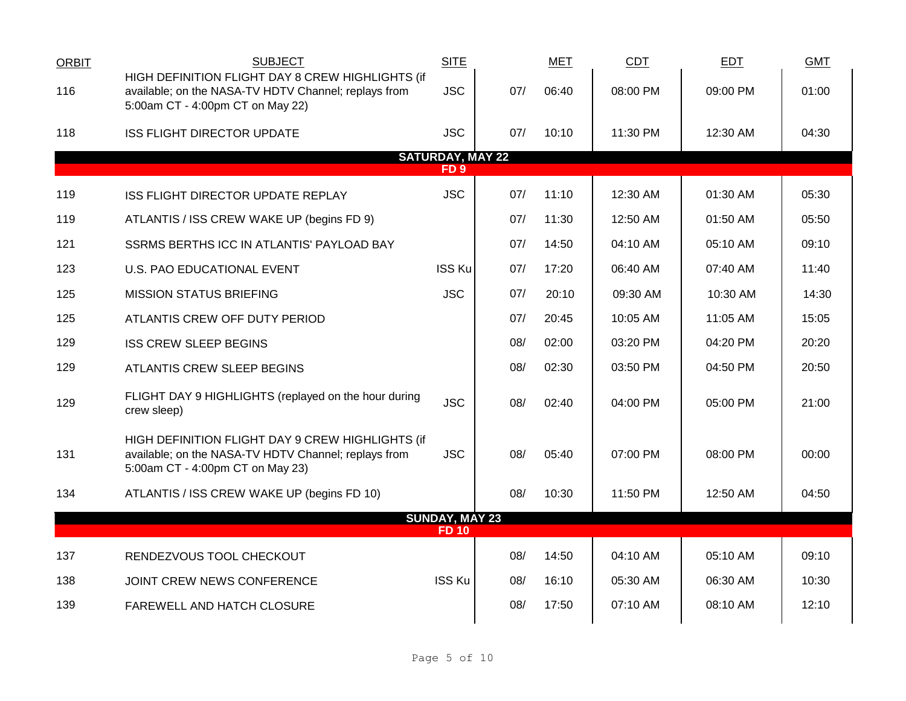| ORBIT | SUBJECT | SITE | MET | | CDT | EDT | GMT |
|---|---|---|---|---|---|---|---|
| 116 | HIGH DEFINITION FLIGHT DAY 8 CREW HIGHLIGHTS (if available; on the NASA-TV HDTV Channel; replays from 5:00am CT - 4:00pm CT on May 22) | JSC | 07/ | 06:40 | 08:00 PM | 09:00 PM | 01:00 |
| 118 | ISS FLIGHT DIRECTOR UPDATE | JSC | 07/ | 10:10 | 11:30 PM | 12:30 AM | 04:30 |
| | **SATURDAY, MAY 22** | | | | | | |
| | **FD 9** | | | | | | |
| 119 | ISS FLIGHT DIRECTOR UPDATE REPLAY | JSC | 07/ | 11:10 | 12:30 AM | 01:30 AM | 05:30 |
| 119 | ATLANTIS / ISS CREW WAKE UP (begins FD 9) | | 07/ | 11:30 | 12:50 AM | 01:50 AM | 05:50 |
| 121 | SSRMS BERTHS ICC IN ATLANTIS' PAYLOAD BAY | | 07/ | 14:50 | 04:10 AM | 05:10 AM | 09:10 |
| 123 | U.S. PAO EDUCATIONAL EVENT | ISS Ku | 07/ | 17:20 | 06:40 AM | 07:40 AM | 11:40 |
| 125 | MISSION STATUS BRIEFING | JSC | 07/ | 20:10 | 09:30 AM | 10:30 AM | 14:30 |
| 125 | ATLANTIS CREW OFF DUTY PERIOD | | 07/ | 20:45 | 10:05 AM | 11:05 AM | 15:05 |
| 129 | ISS CREW SLEEP BEGINS | | 08/ | 02:00 | 03:20 PM | 04:20 PM | 20:20 |
| 129 | ATLANTIS CREW SLEEP BEGINS | | 08/ | 02:30 | 03:50 PM | 04:50 PM | 20:50 |
| 129 | FLIGHT DAY 9 HIGHLIGHTS (replayed on the hour during crew sleep) | JSC | 08/ | 02:40 | 04:00 PM | 05:00 PM | 21:00 |
| 131 | HIGH DEFINITION FLIGHT DAY 9 CREW HIGHLIGHTS (if available; on the NASA-TV HDTV Channel; replays from 5:00am CT - 4:00pm CT on May 23) | JSC | 08/ | 05:40 | 07:00 PM | 08:00 PM | 00:00 |
| 134 | ATLANTIS / ISS CREW WAKE UP (begins FD 10) | | 08/ | 10:30 | 11:50 PM | 12:50 AM | 04:50 |
| | **SUNDAY, MAY 23** | | | | | | |
| | **FD 10** | | | | | | |
| 137 | RENDEZVOUS TOOL CHECKOUT | | 08/ | 14:50 | 04:10 AM | 05:10 AM | 09:10 |
| 138 | JOINT CREW NEWS CONFERENCE | ISS Ku | 08/ | 16:10 | 05:30 AM | 06:30 AM | 10:30 |
| 139 | FAREWELL AND HATCH CLOSURE | | 08/ | 17:50 | 07:10 AM | 08:10 AM | 12:10 |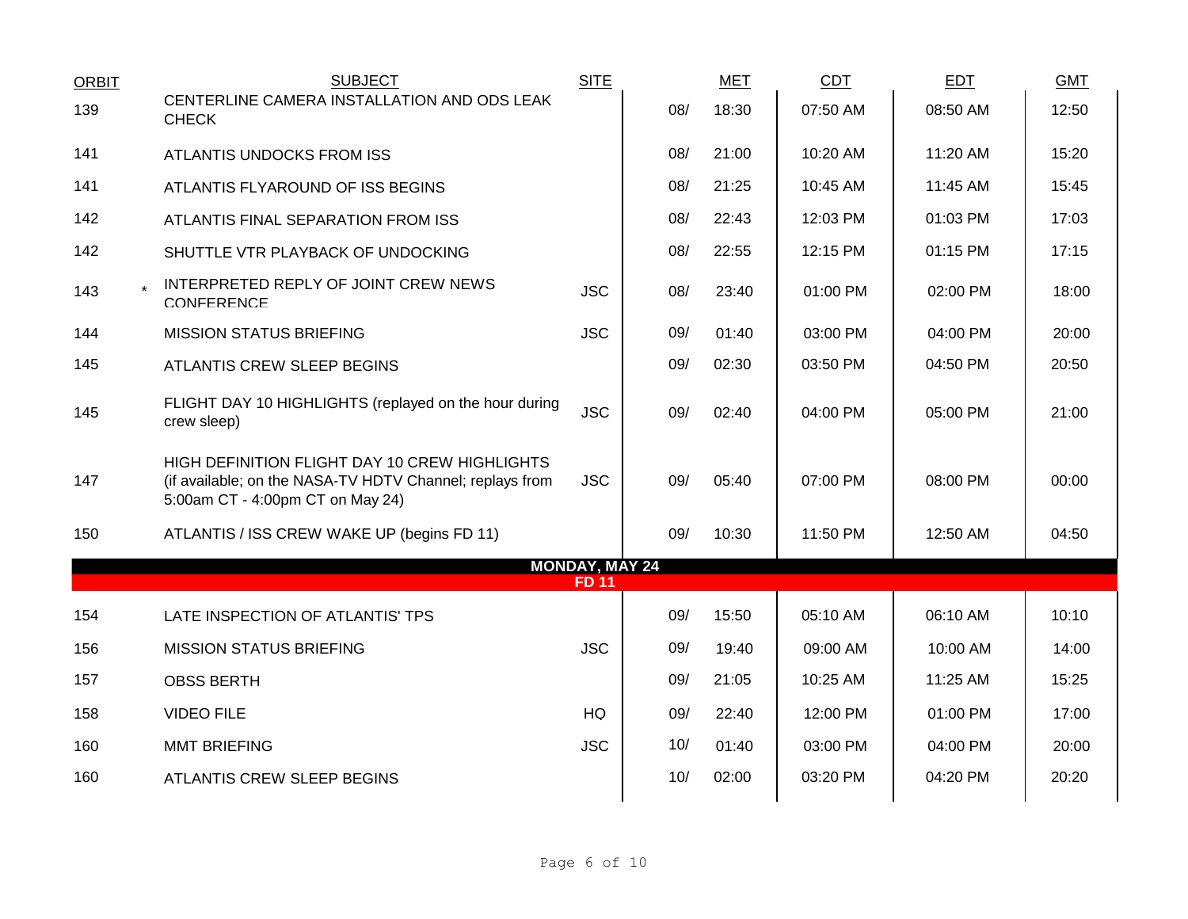| ORBIT | | SUBJECT | SITE | | MET | CDT | EDT | GMT |
|---|---|---|---|---|---|---|---|---|
| 139 | | CENTERLINE CAMERA INSTALLATION AND ODS LEAK CHECK | | 08/ | 18:30 | 07:50 AM | 08:50 AM | 12:50 |
| 141 | | ATLANTIS UNDOCKS FROM ISS | | 08/ | 21:00 | 10:20 AM | 11:20 AM | 15:20 |
| 141 | | ATLANTIS FLYAROUND OF ISS BEGINS | | 08/ | 21:25 | 10:45 AM | 11:45 AM | 15:45 |
| 142 | | ATLANTIS FINAL SEPARATION FROM ISS | | 08/ | 22:43 | 12:03 PM | 01:03 PM | 17:03 |
| 142 | | SHUTTLE VTR PLAYBACK OF UNDOCKING | | 08/ | 22:55 | 12:15 PM | 01:15 PM | 17:15 |
| 143 | * | INTERPRETED REPLY OF JOINT CREW NEWS CONFERENCE | JSC | 08/ | 23:40 | 01:00 PM | 02:00 PM | 18:00 |
| 144 | | MISSION STATUS BRIEFING | JSC | 09/ | 01:40 | 03:00 PM | 04:00 PM | 20:00 |
| 145 | | ATLANTIS CREW SLEEP BEGINS | | 09/ | 02:30 | 03:50 PM | 04:50 PM | 20:50 |
| 145 | | FLIGHT DAY 10 HIGHLIGHTS (replayed on the hour during crew sleep) | JSC | 09/ | 02:40 | 04:00 PM | 05:00 PM | 21:00 |
| 147 | | HIGH DEFINITION FLIGHT DAY 10 CREW HIGHLIGHTS (if available; on the NASA-TV HDTV Channel; replays from 5:00am CT - 4:00pm CT on May 24) | JSC | 09/ | 05:40 | 07:00 PM | 08:00 PM | 00:00 |
| 150 | | ATLANTIS / ISS CREW WAKE UP (begins FD 11) | | 09/ | 10:30 | 11:50 PM | 12:50 AM | 04:50 |
| | | **MONDAY, MAY 24** | | | | | | |
| | | **FD 11** | | | | | | |
| 154 | | LATE INSPECTION OF ATLANTIS' TPS | | 09/ | 15:50 | 05:10 AM | 06:10 AM | 10:10 |
| 156 | | MISSION STATUS BRIEFING | JSC | 09/ | 19:40 | 09:00 AM | 10:00 AM | 14:00 |
| 157 | | OBSS BERTH | | 09/ | 21:05 | 10:25 AM | 11:25 AM | 15:25 |
| 158 | | VIDEO FILE | HQ | 09/ | 22:40 | 12:00 PM | 01:00 PM | 17:00 |
| 160 | | MMT BRIEFING | JSC | 10/ | 01:40 | 03:00 PM | 04:00 PM | 20:00 |
| 160 | | ATLANTIS CREW SLEEP BEGINS | | 10/ | 02:00 | 03:20 PM | 04:20 PM | 20:20 |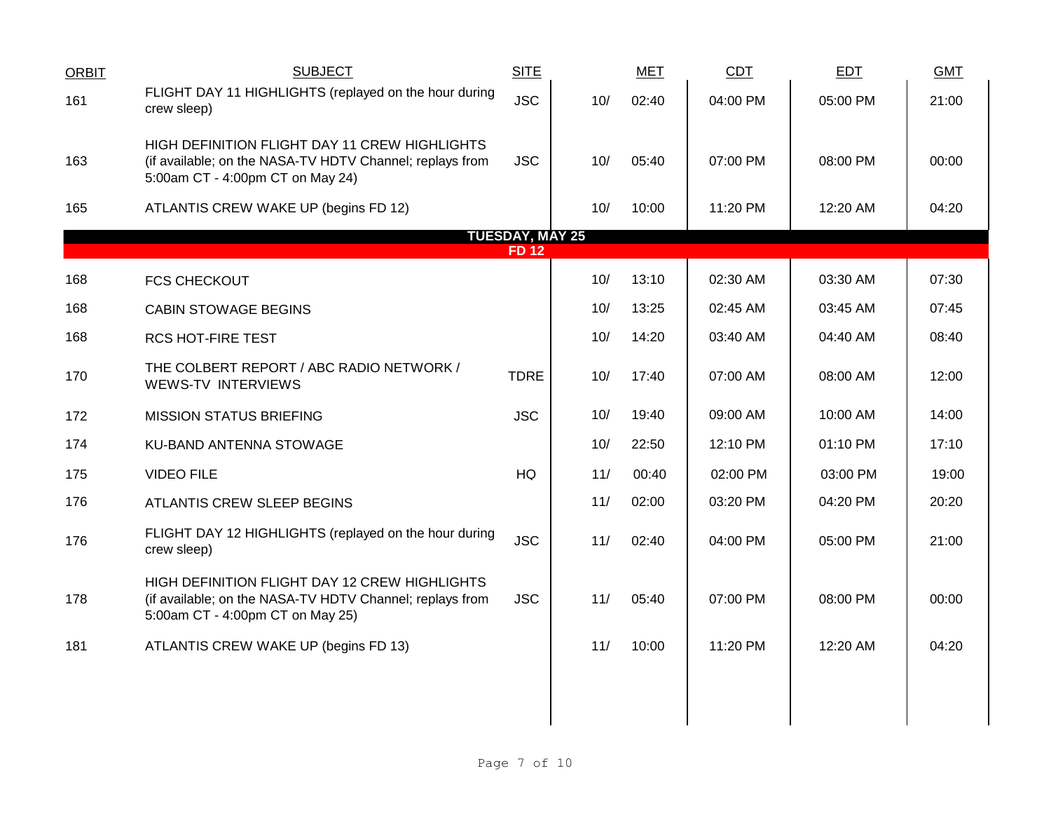| ORBIT | SUBJECT | SITE | | MET | CDT | EDT | GMT |
|---|---|---|---|---|---|---|---|
| 161 | FLIGHT DAY 11 HIGHLIGHTS (replayed on the hour during crew sleep) | JSC | 10/ | 02:40 | 04:00 PM | 05:00 PM | 21:00 |
| 163 | HIGH DEFINITION FLIGHT DAY 11 CREW HIGHLIGHTS (if available; on the NASA-TV HDTV Channel; replays from 5:00am CT - 4:00pm CT on May 24) | JSC | 10/ | 05:40 | 07:00 PM | 08:00 PM | 00:00 |
| 165 | ATLANTIS CREW WAKE UP (begins FD 12) | | 10/ | 10:00 | 11:20 PM | 12:20 AM | 04:20 |
| | **TUESDAY, MAY 25** | | | | | | |
| | **FD 12** | | | | | | |
| 168 | FCS CHECKOUT | | 10/ | 13:10 | 02:30 AM | 03:30 AM | 07:30 |
| 168 | CABIN STOWAGE BEGINS | | 10/ | 13:25 | 02:45 AM | 03:45 AM | 07:45 |
| 168 | RCS HOT-FIRE TEST | | 10/ | 14:20 | 03:40 AM | 04:40 AM | 08:40 |
| 170 | THE COLBERT REPORT / ABC RADIO NETWORK / WEWS-TV INTERVIEWS | TDRE | 10/ | 17:40 | 07:00 AM | 08:00 AM | 12:00 |
| 172 | MISSION STATUS BRIEFING | JSC | 10/ | 19:40 | 09:00 AM | 10:00 AM | 14:00 |
| 174 | KU-BAND ANTENNA STOWAGE | | 10/ | 22:50 | 12:10 PM | 01:10 PM | 17:10 |
| 175 | VIDEO FILE | HQ | 11/ | 00:40 | 02:00 PM | 03:00 PM | 19:00 |
| 176 | ATLANTIS CREW SLEEP BEGINS | | 11/ | 02:00 | 03:20 PM | 04:20 PM | 20:20 |
| 176 | FLIGHT DAY 12 HIGHLIGHTS (replayed on the hour during crew sleep) | JSC | 11/ | 02:40 | 04:00 PM | 05:00 PM | 21:00 |
| 178 | HIGH DEFINITION FLIGHT DAY 12 CREW HIGHLIGHTS (if available; on the NASA-TV HDTV Channel; replays from 5:00am CT - 4:00pm CT on May 25) | JSC | 11/ | 05:40 | 07:00 PM | 08:00 PM | 00:00 |
| 181 | ATLANTIS CREW WAKE UP (begins FD 13) | | 11/ | 10:00 | 11:20 PM | 12:20 AM | 04:20 |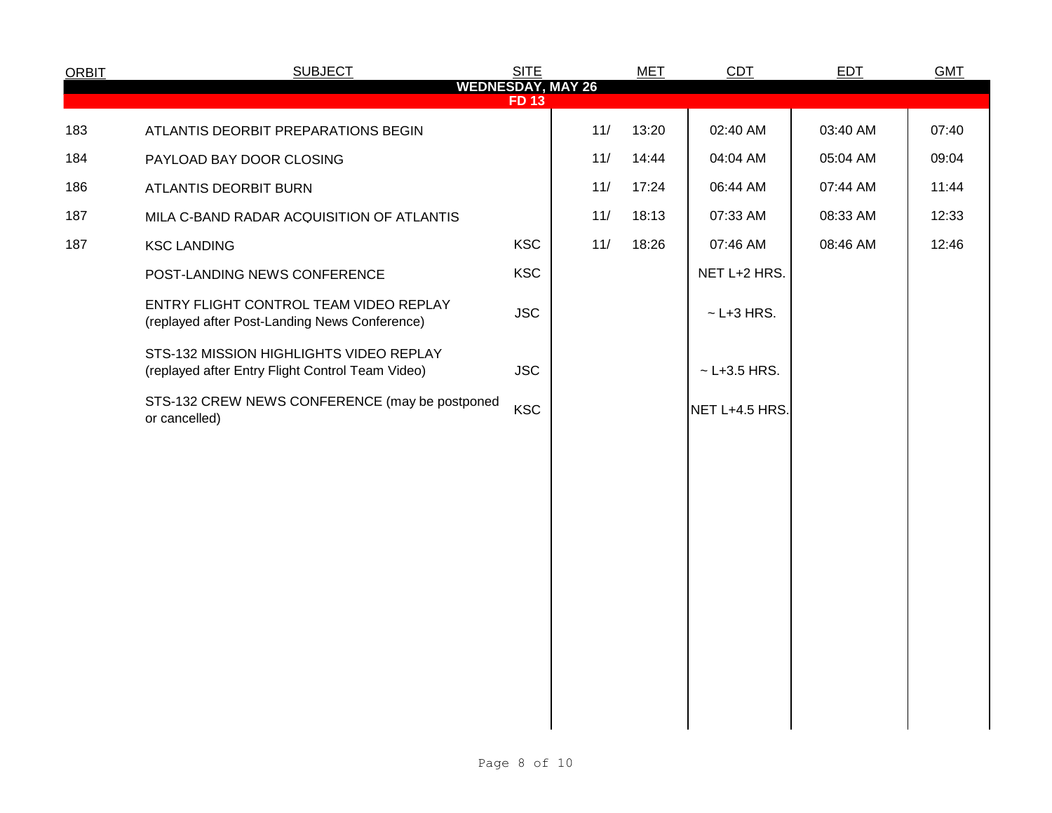| ORBIT | SUBJECT | SITE | MET | | CDT | EDT | GMT |
|---|---|---|---|---|---|---|---|
| **WEDNESDAY, MAY 26** | | | | | | | |
| **FD 13** | | | | | | | |
| 183 | ATLANTIS DEORBIT PREPARATIONS BEGIN | | 11/ | 13:20 | 02:40 AM | 03:40 AM | 07:40 |
| 184 | PAYLOAD BAY DOOR CLOSING | | 11/ | 14:44 | 04:04 AM | 05:04 AM | 09:04 |
| 186 | ATLANTIS DEORBIT BURN | | 11/ | 17:24 | 06:44 AM | 07:44 AM | 11:44 |
| 187 | MILA C-BAND RADAR ACQUISITION OF ATLANTIS | | 11/ | 18:13 | 07:33 AM | 08:33 AM | 12:33 |
| 187 | KSC LANDING | KSC | 11/ | 18:26 | 07:46 AM | 08:46 AM | 12:46 |
| | POST-LANDING NEWS CONFERENCE | KSC | | | NET L+2 HRS. | | |
| | ENTRY FLIGHT CONTROL TEAM VIDEO REPLAY (replayed after Post-Landing News Conference) | JSC | | | ~ L+3 HRS. | | |
| | STS-132 MISSION HIGHLIGHTS VIDEO REPLAY (replayed after Entry Flight Control Team Video) | JSC | | | ~ L+3.5 HRS. | | |
| | STS-132 CREW NEWS CONFERENCE (may be postponed or cancelled) | KSC | | | NET L+4.5 HRS. | | |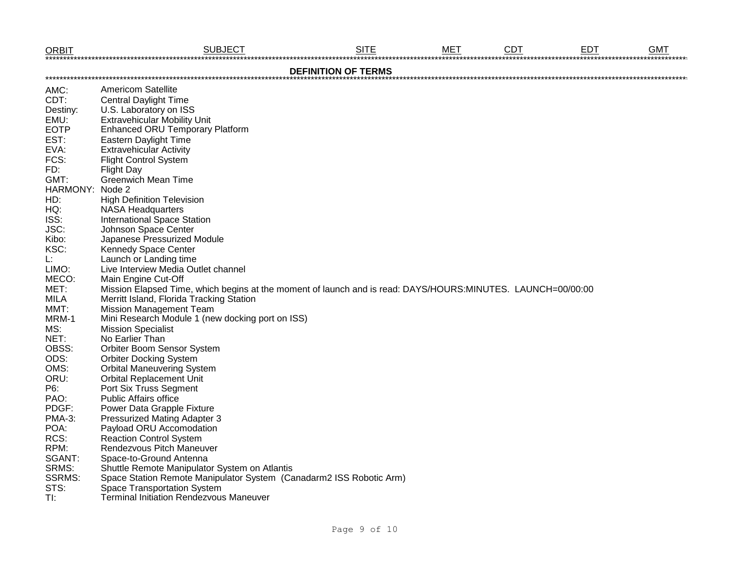| ORBIT | SUBJECT | SITE | MET | CDT | EDT | GMT |
|---|---|---|---|---|---|---|

## DEFINITION OF TERMS

| | |
|---|---|
| AMC: | Americom Satellite |
| CDT: | Central Daylight Time |
| Destiny: | U.S. Laboratory on ISS |
| EMU: | Extravehicular Mobility Unit |
| EOTP | Enhanced ORU Temporary Platform |
| EST: | Eastern Daylight Time |
| EVA: | Extravehicular Activity |
| FCS: | Flight Control System |
| FD: | Flight Day |
| GMT: | Greenwich Mean Time |
| HARMONY: | Node 2 |
| HD: | High Definition Television |
| HQ: | NASA Headquarters |
| ISS: | International Space Station |
| JSC: | Johnson Space Center |
| Kibo: | Japanese Pressurized Module |
| KSC: | Kennedy Space Center |
| L: | Launch or Landing time |
| LIMO: | Live Interview Media Outlet channel |
| MECO: | Main Engine Cut-Off |
| MET: | Mission Elapsed Time, which begins at the moment of launch and is read: DAYS/HOURS:MINUTES. LAUNCH=00/00:00 |
| MILA | Merritt Island, Florida Tracking Station |
| MMT: | Mission Management Team |
| MRM-1 | Mini Research Module 1 (new docking port on ISS) |
| MS: | Mission Specialist |
| NET: | No Earlier Than |
| OBSS: | Orbiter Boom Sensor System |
| ODS: | Orbiter Docking System |
| OMS: | Orbital Maneuvering System |
| ORU: | Orbital Replacement Unit |
| P6: | Port Six Truss Segment |
| PAO: | Public Affairs office |
| PDGF: | Power Data Grapple Fixture |
| PMA-3: | Pressurized Mating Adapter 3 |
| POA: | Payload ORU Accomodation |
| RCS: | Reaction Control System |
| RPM: | Rendezvous Pitch Maneuver |
| SGANT: | Space-to-Ground Antenna |
| SRMS: | Shuttle Remote Manipulator System on Atlantis |
| SSRMS: | Space Station Remote Manipulator System (Canadarm2 ISS Robotic Arm) |
| STS: | Space Transportation System |
| TI: | Terminal Initiation Rendezvous Maneuver |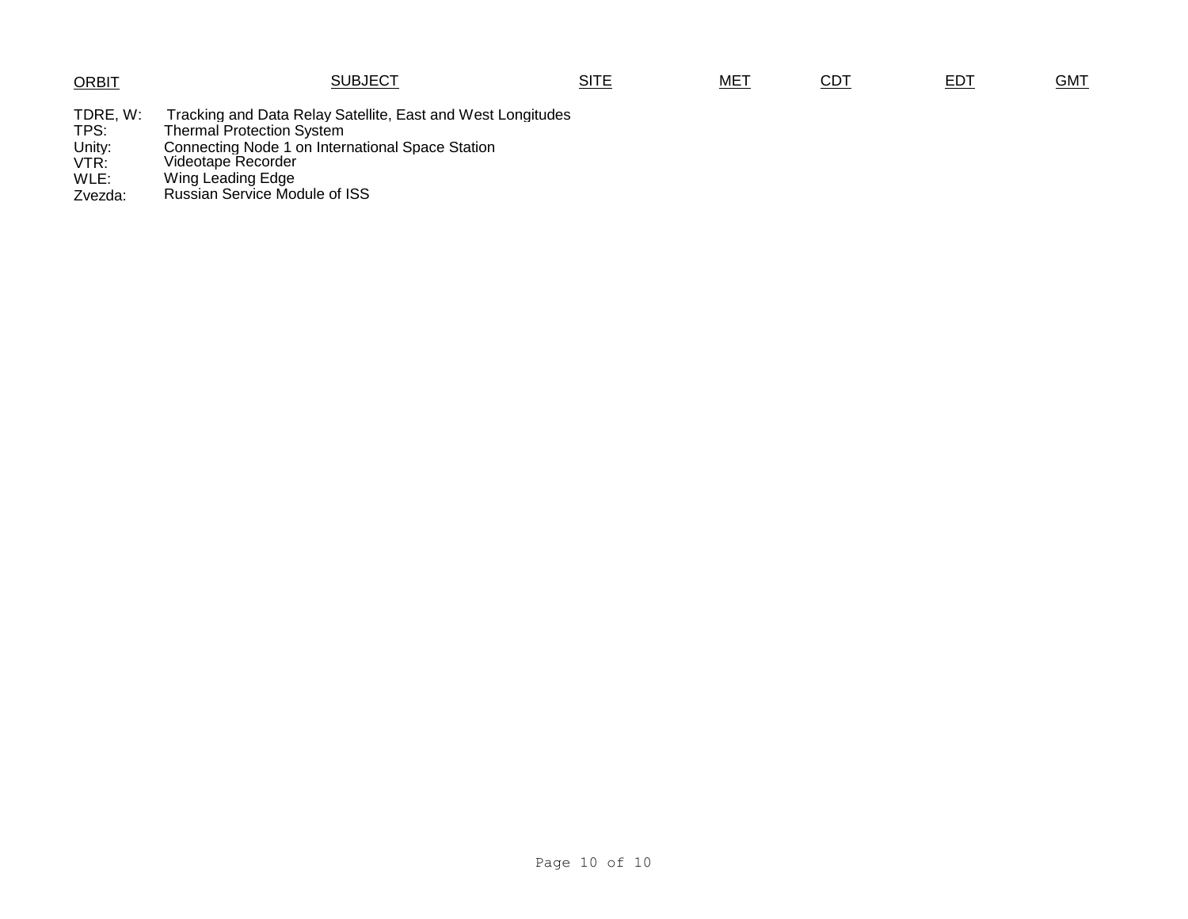| ORBIT | SUBJECT | SITE | MET | CDT | EDT | GMT |
|---|---|---|---|---|---|---|

TDRE, W: Tracking and Data Relay Satellite, East and West Longitudes
TPS: Thermal Protection System
Unity: Connecting Node 1 on International Space Station
VTR: Videotape Recorder
WLE: Wing Leading Edge
Zvezda: Russian Service Module of ISS